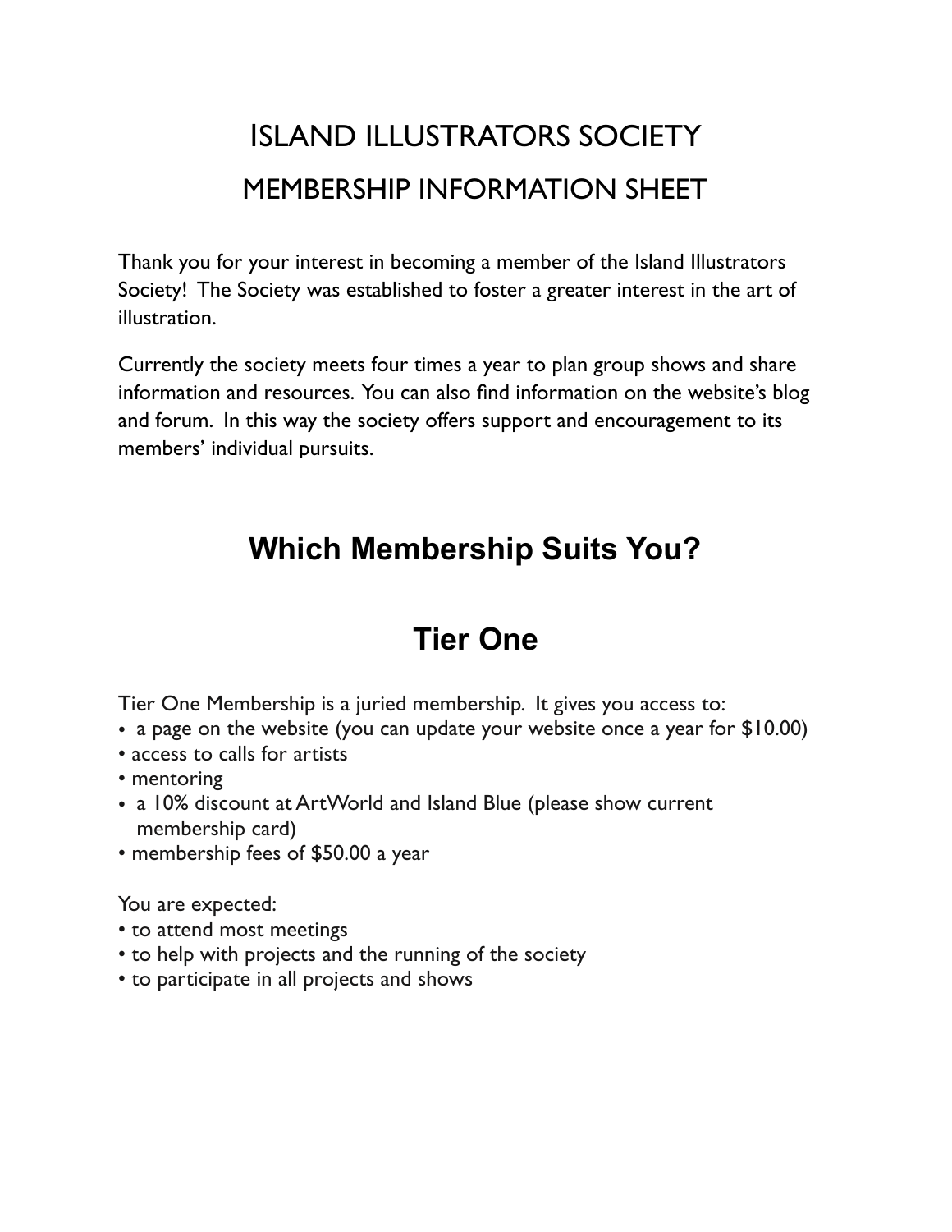# ISLAND ILLUSTRATORS SOCIETY

## MEMBERSHIP INFORMATION SHEET

Thank you for your interest in becoming a member of the Island Illustrators Society! The Society was established to foster a greater interest in the art of illustration.

Currently the society meets four times a year to plan group shows and share information and resources. You can also find information on the website's blog and forum. In this way the society offers support and encouragement to its members' individual pursuits.

## Which Membership Suits You?

## Tier One

Tier One Membership is a juried membership. It gives you access to:

- a page on the website (you can update your website once a year for $10.00)
- access to calls for artists
- mentoring
- a 10% discount at ArtWorld and Island Blue (please show current membership card)
- membership fees of $50.00 a year

You are expected:

- to attend most meetings
- to help with projects and the running of the society
- to participate in all projects and shows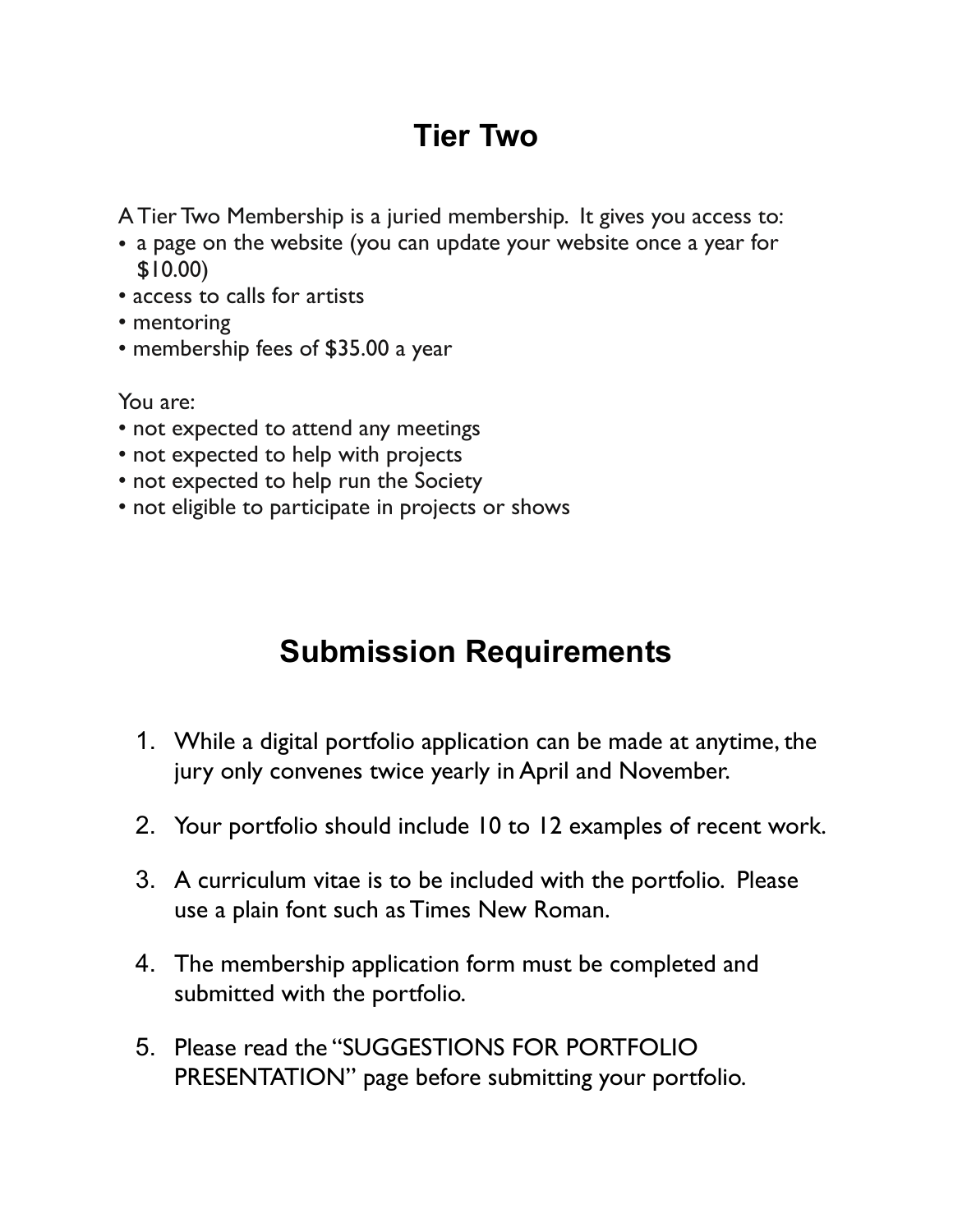# Tier Two

A Tier Two Membership is a juried membership. It gives you access to:

- a page on the website (you can update your website once a year for $10.00)
- access to calls for artists
- mentoring
- membership fees of $35.00 a year

You are:

- not expected to attend any meetings
- not expected to help with projects
- not expected to help run the Society
- not eligible to participate in projects or shows

# Submission Requirements

1. While a digital portfolio application can be made at anytime, the jury only convenes twice yearly in April and November.
2. Your portfolio should include 10 to 12 examples of recent work.
3. A curriculum vitae is to be included with the portfolio. Please use a plain font such as Times New Roman.
4. The membership application form must be completed and submitted with the portfolio.
5. Please read the "SUGGESTIONS FOR PORTFOLIO PRESENTATION" page before submitting your portfolio.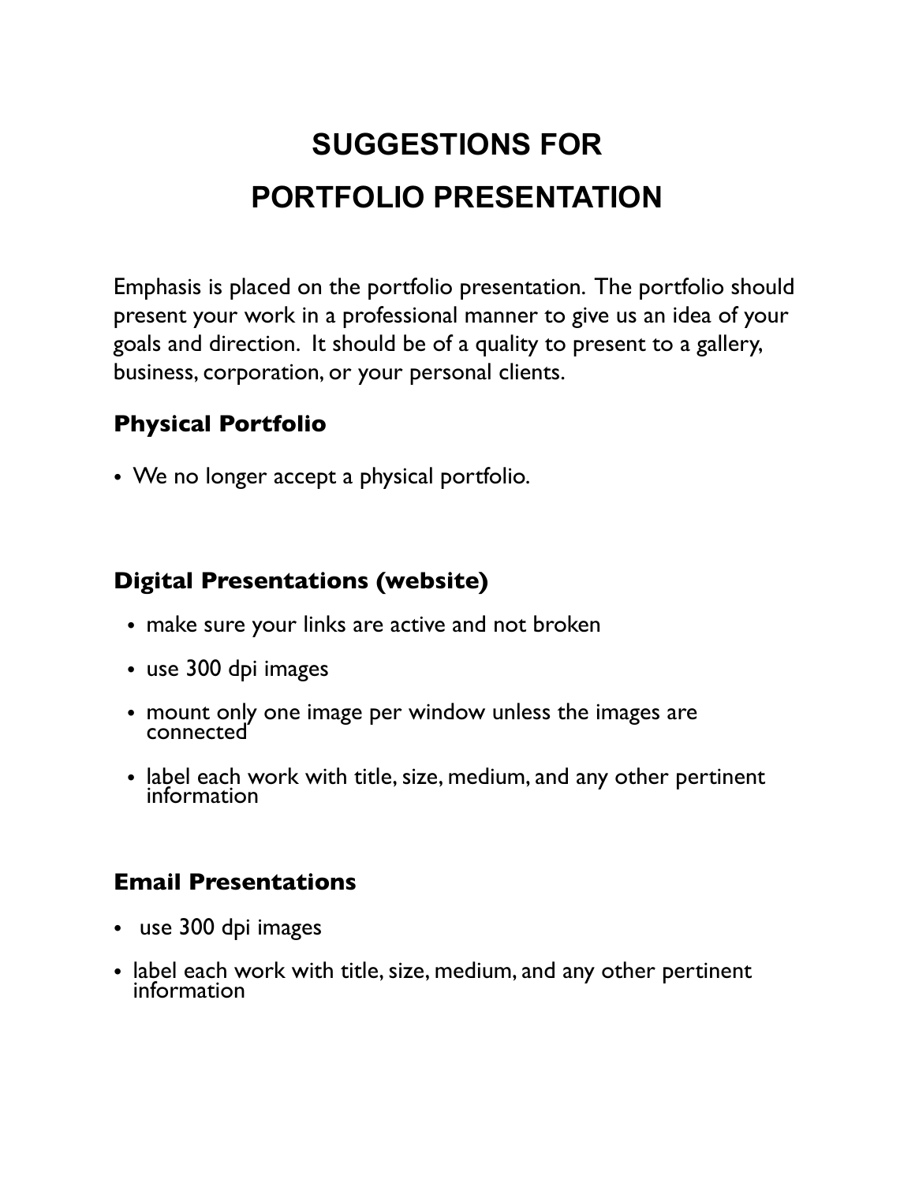# SUGGESTIONS FOR PORTFOLIO PRESENTATION

Emphasis is placed on the portfolio presentation. The portfolio should present your work in a professional manner to give us an idea of your goals and direction. It should be of a quality to present to a gallery, business, corporation, or your personal clients.

## Physical Portfolio

- We no longer accept a physical portfolio.

## Digital Presentations (website)

- make sure your links are active and not broken
- use 300 dpi images
- mount only one image per window unless the images are connected
- label each work with title, size, medium, and any other pertinent information

## Email Presentations

- use 300 dpi images
- label each work with title, size, medium, and any other pertinent information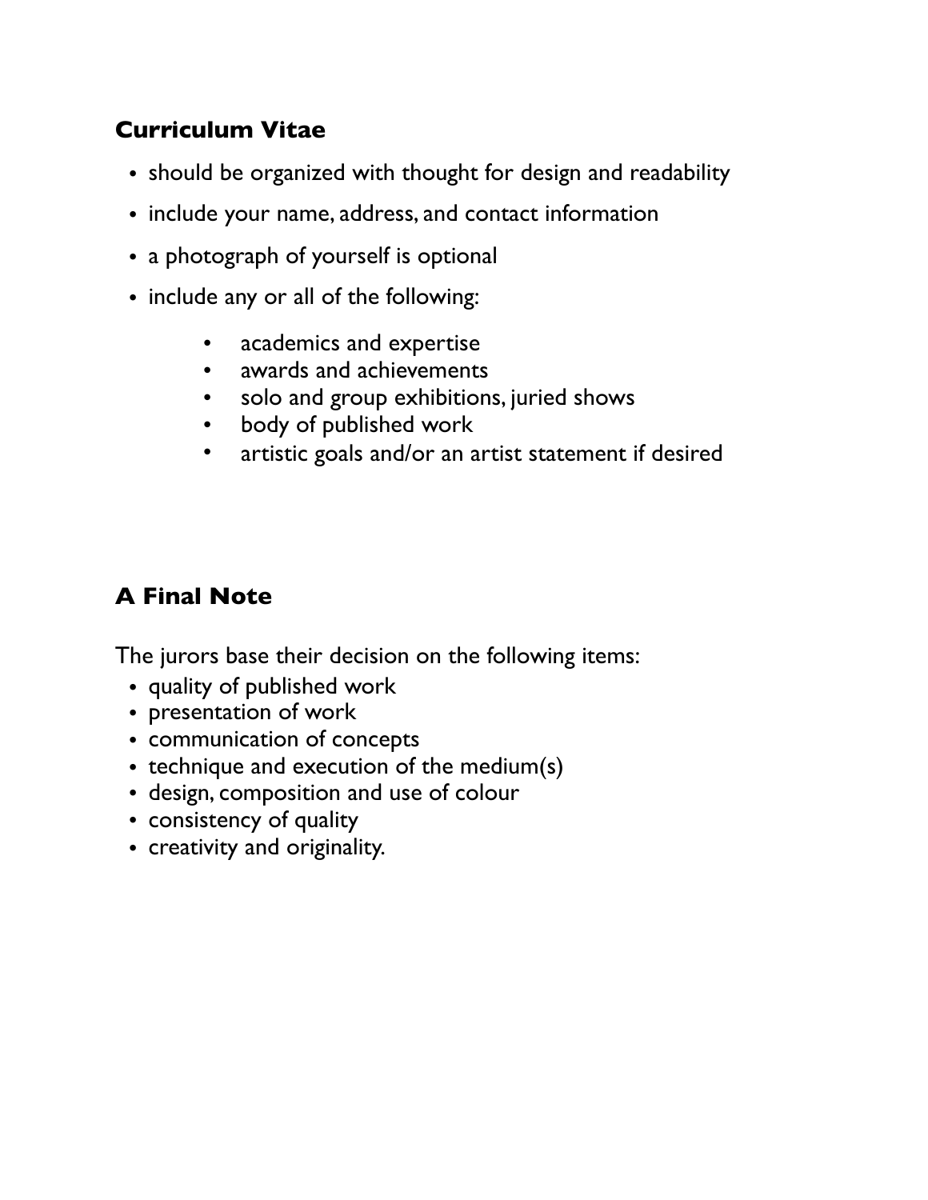## Curriculum Vitae

- should be organized with thought for design and readability
- include your name, address, and contact information
- a photograph of yourself is optional
- include any or all of the following:
    - academics and expertise
    - awards and achievements
    - solo and group exhibitions, juried shows
    - body of published work
    - artistic goals and/or an artist statement if desired

## A Final Note

The jurors base their decision on the following items:

- quality of published work
- presentation of work
- communication of concepts
- technique and execution of the medium(s)
- design, composition and use of colour
- consistency of quality
- creativity and originality.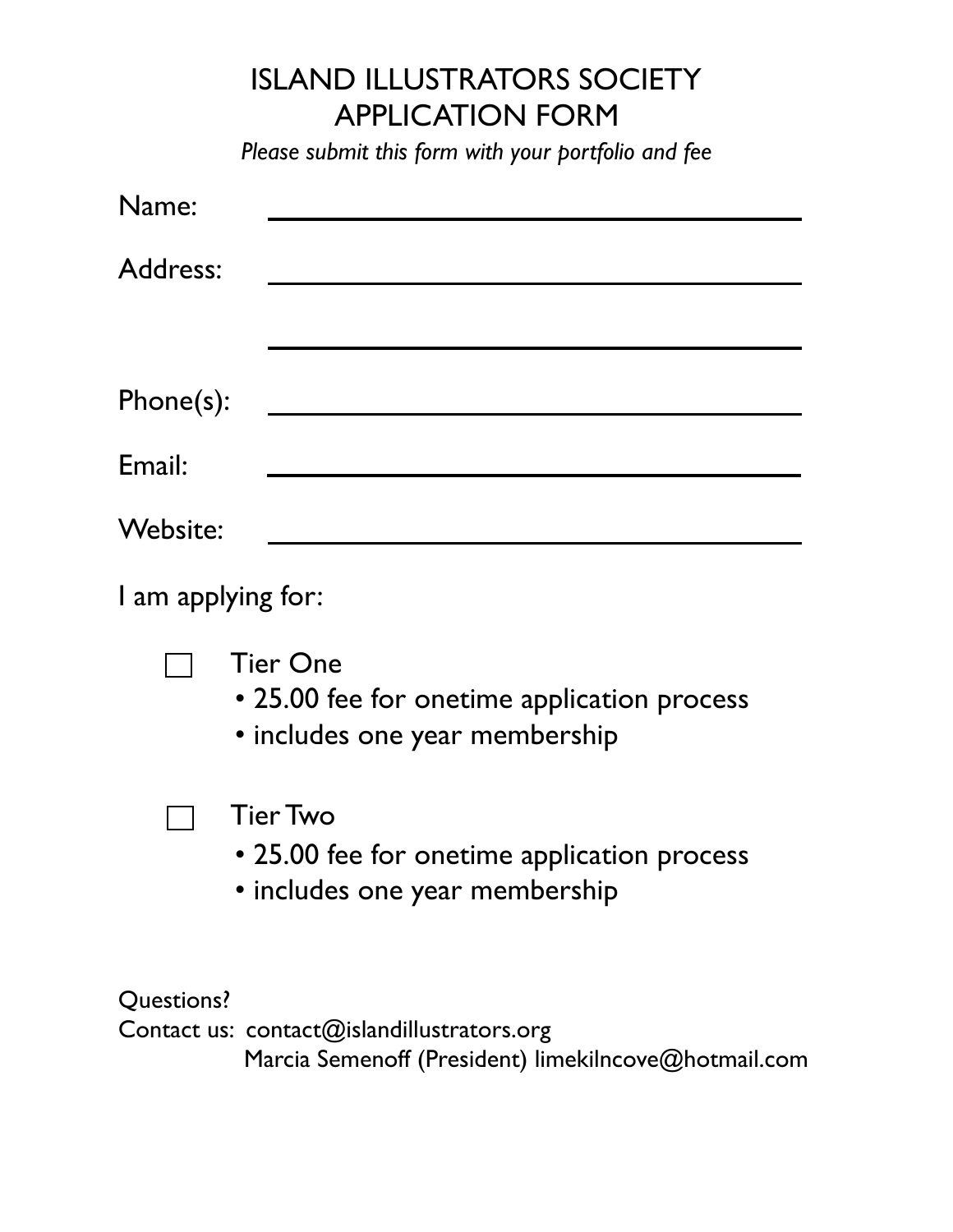# ISLAND ILLUSTRATORS SOCIETY
# APPLICATION FORM

*Please submit this form with your portfolio and fee*

Name: ______________________________

Address: ______________________________

______________________________

Phone(s): ______________________________

Email: ______________________________

Website: ______________________________

I am applying for:

☐ Tier One
- 25.00 fee for onetime application process
- includes one year membership

☐ Tier Two
- 25.00 fee for onetime application process
- includes one year membership

Questions?
Contact us: contact@islandillustrators.org
Marcia Semenoff (President) limekilncove@hotmail.com